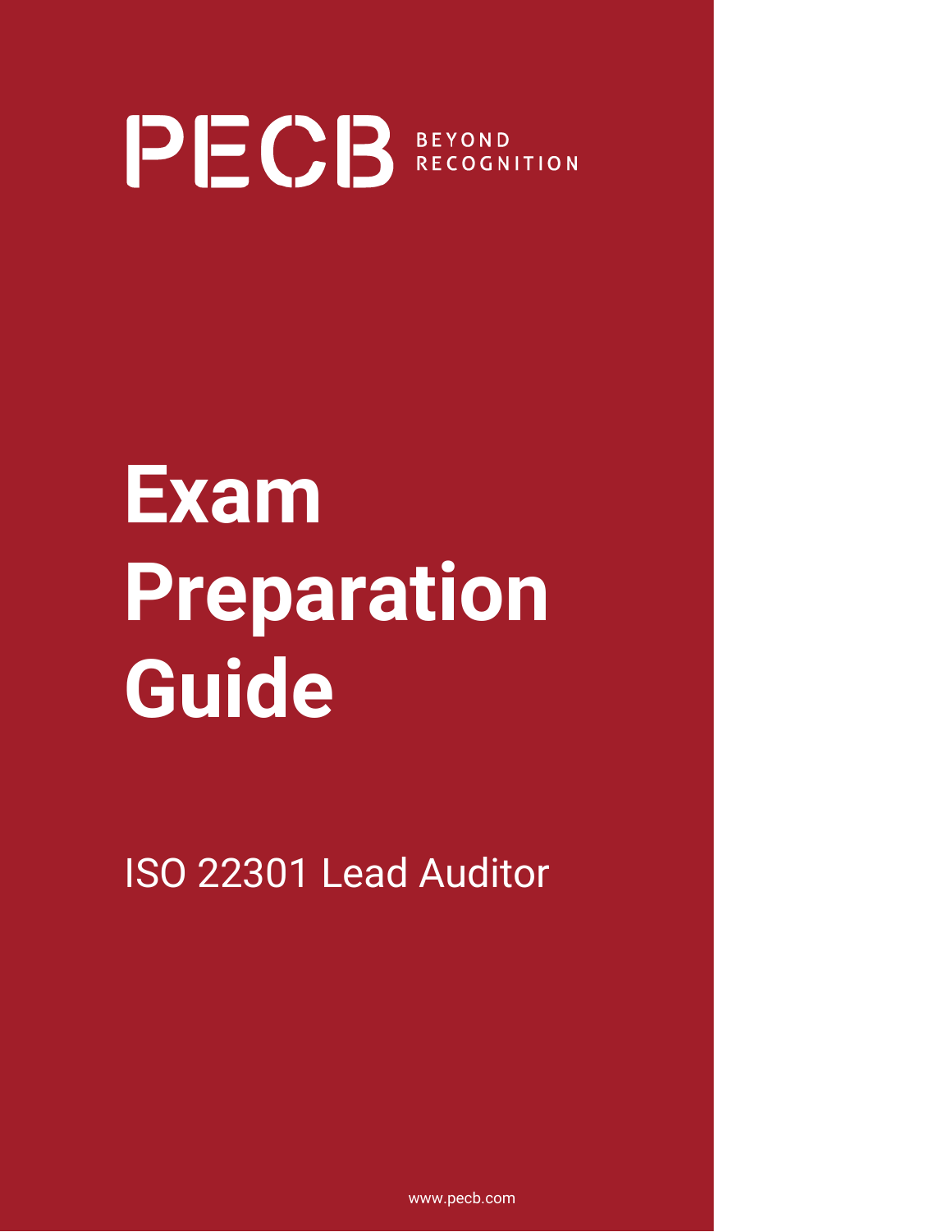PECB BEYOND RECOGNITION

# Exam Preparation Guide

ISO 22301 Lead Auditor

www.pecb.com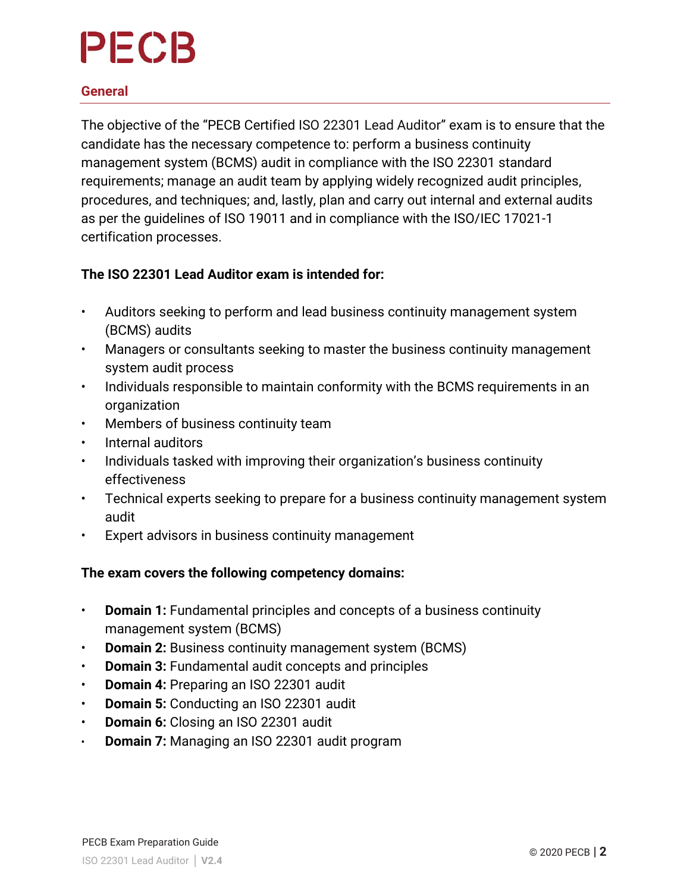## General

The objective of the "PECB Certified ISO 22301 Lead Auditor" exam is to ensure that the candidate has the necessary competence to: perform a business continuity management system (BCMS) audit in compliance with the ISO 22301 standard requirements; manage an audit team by applying widely recognized audit principles, procedures, and techniques; and, lastly, plan and carry out internal and external audits as per the guidelines of ISO 19011 and in compliance with the ISO/IEC 17021-1 certification processes.

**The ISO 22301 Lead Auditor exam is intended for:**

- Auditors seeking to perform and lead business continuity management system (BCMS) audits
- Managers or consultants seeking to master the business continuity management system audit process
- Individuals responsible to maintain conformity with the BCMS requirements in an organization
- Members of business continuity team
- Internal auditors
- Individuals tasked with improving their organization's business continuity effectiveness
- Technical experts seeking to prepare for a business continuity management system audit
- Expert advisors in business continuity management

**The exam covers the following competency domains:**

- **Domain 1:** Fundamental principles and concepts of a business continuity management system (BCMS)
- **Domain 2:** Business continuity management system (BCMS)
- **Domain 3:** Fundamental audit concepts and principles
- **Domain 4:** Preparing an ISO 22301 audit
- **Domain 5:** Conducting an ISO 22301 audit
- **Domain 6:** Closing an ISO 22301 audit
- **Domain 7:** Managing an ISO 22301 audit program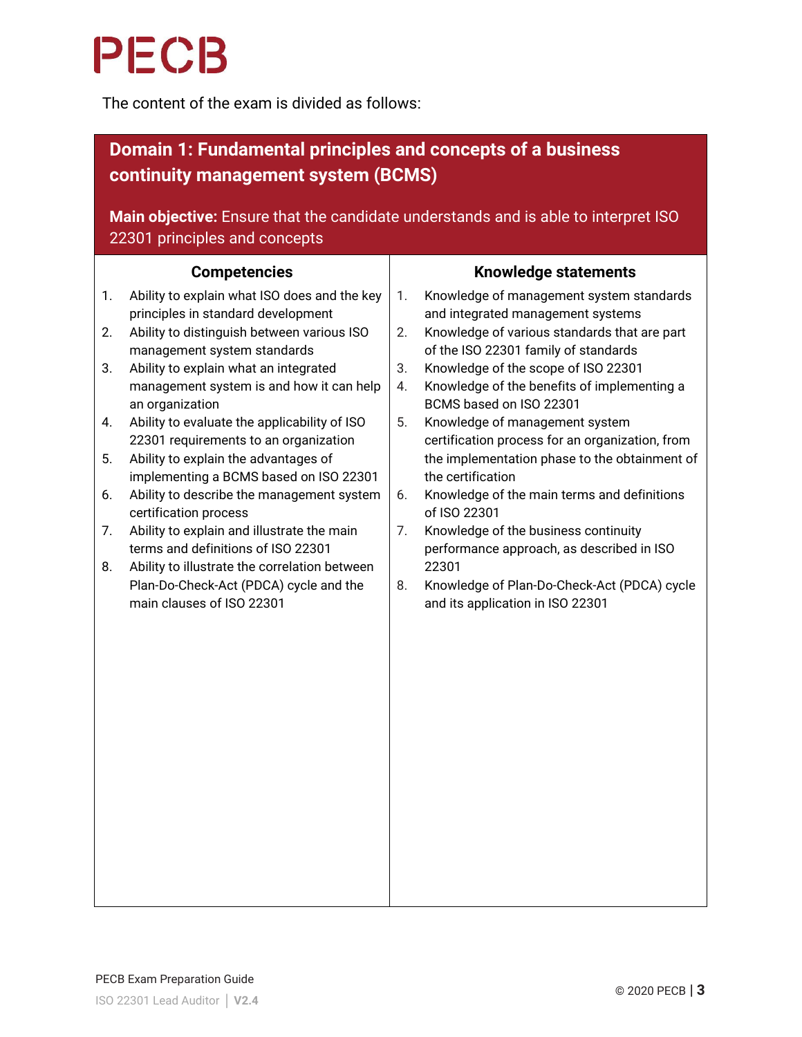The content of the exam is divided as follows:

## Domain 1: Fundamental principles and concepts of a business continuity management system (BCMS)

**Main objective:** Ensure that the candidate understands and is able to interpret ISO 22301 principles and concepts

| Competencies | Knowledge statements |
|---|---|
| 1. Ability to explain what ISO does and the key principles in standard development<br>2. Ability to distinguish between various ISO management system standards<br>3. Ability to explain what an integrated management system is and how it can help an organization<br>4. Ability to evaluate the applicability of ISO 22301 requirements to an organization<br>5. Ability to explain the advantages of implementing a BCMS based on ISO 22301<br>6. Ability to describe the management system certification process<br>7. Ability to explain and illustrate the main terms and definitions of ISO 22301<br>8. Ability to illustrate the correlation between Plan-Do-Check-Act (PDCA) cycle and the main clauses of ISO 22301 | 1. Knowledge of management system standards and integrated management systems<br>2. Knowledge of various standards that are part of the ISO 22301 family of standards<br>3. Knowledge of the scope of ISO 22301<br>4. Knowledge of the benefits of implementing a BCMS based on ISO 22301<br>5. Knowledge of management system certification process for an organization, from the implementation phase to the obtainment of the certification<br>6. Knowledge of the main terms and definitions of ISO 22301<br>7. Knowledge of the business continuity performance approach, as described in ISO 22301<br>8. Knowledge of Plan-Do-Check-Act (PDCA) cycle and its application in ISO 22301 |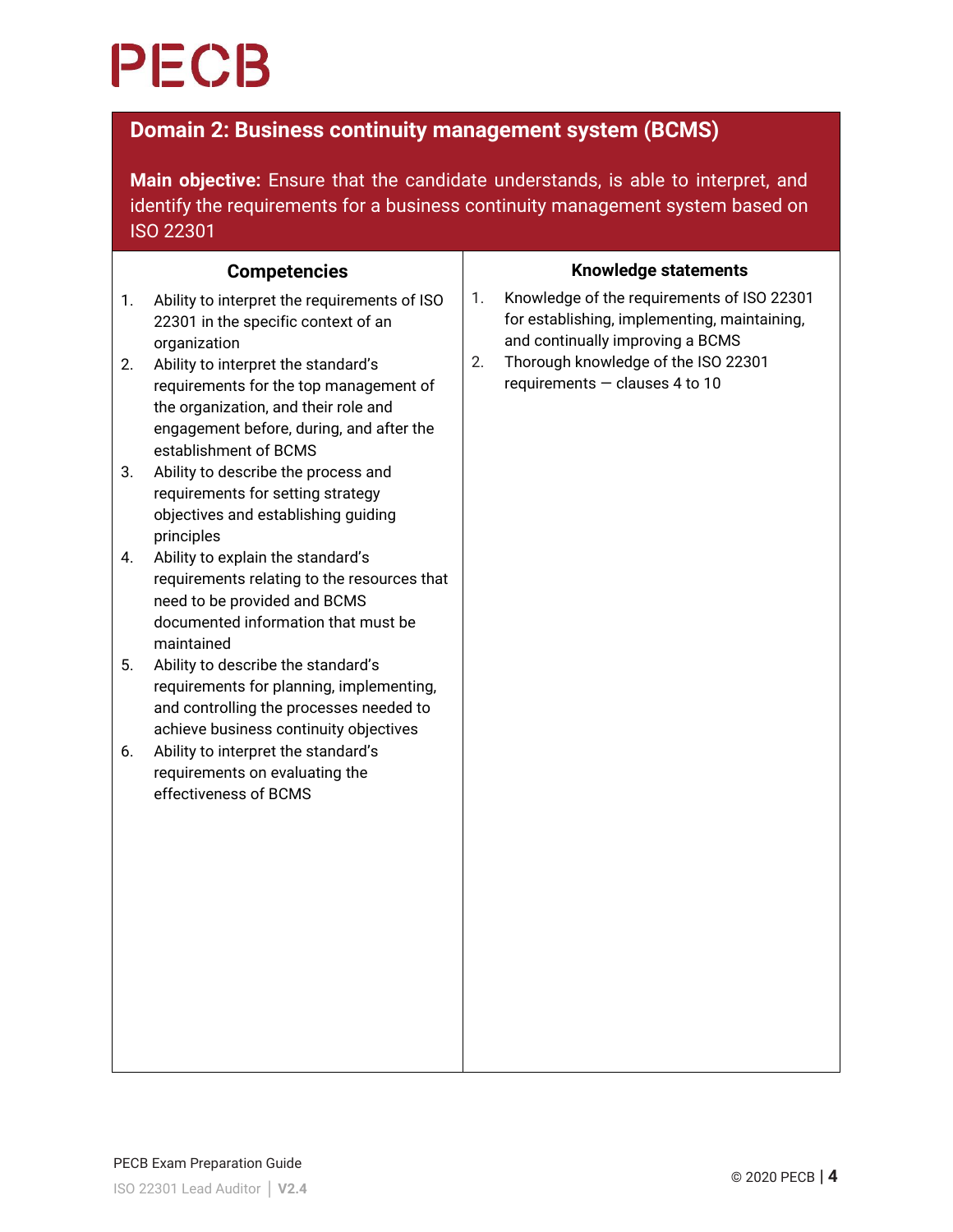## Domain 2: Business continuity management system (BCMS)

**Main objective:** Ensure that the candidate understands, is able to interpret, and identify the requirements for a business continuity management system based on ISO 22301

| Competencies | Knowledge statements |
|---|---|
| 1. Ability to interpret the requirements of ISO 22301 in the specific context of an organization<br>2. Ability to interpret the standard's requirements for the top management of the organization, and their role and engagement before, during, and after the establishment of BCMS<br>3. Ability to describe the process and requirements for setting strategy objectives and establishing guiding principles<br>4. Ability to explain the standard's requirements relating to the resources that need to be provided and BCMS documented information that must be maintained<br>5. Ability to describe the standard's requirements for planning, implementing, and controlling the processes needed to achieve business continuity objectives<br>6. Ability to interpret the standard's requirements on evaluating the effectiveness of BCMS | 1. Knowledge of the requirements of ISO 22301 for establishing, implementing, maintaining, and continually improving a BCMS<br>2. Thorough knowledge of the ISO 22301 requirements — clauses 4 to 10 |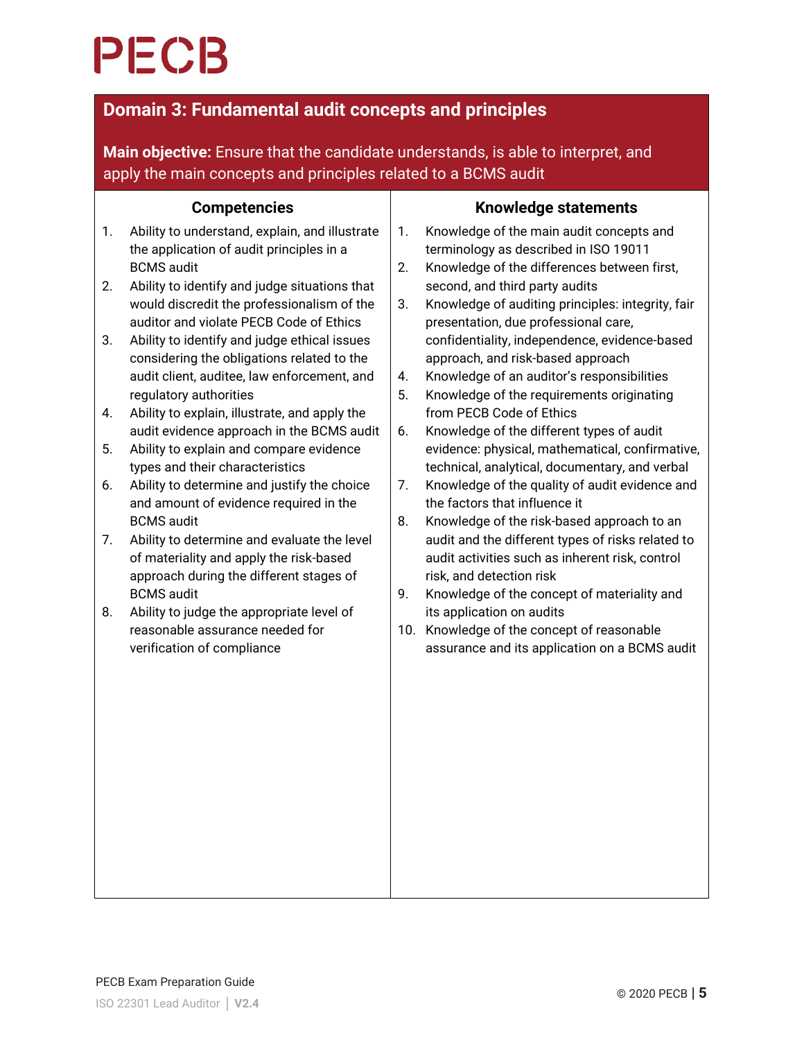## Domain 3: Fundamental audit concepts and principles

**Main objective:** Ensure that the candidate understands, is able to interpret, and apply the main concepts and principles related to a BCMS audit

### Competencies

1. Ability to understand, explain, and illustrate the application of audit principles in a BCMS audit
2. Ability to identify and judge situations that would discredit the professionalism of the auditor and violate PECB Code of Ethics
3. Ability to identify and judge ethical issues considering the obligations related to the audit client, auditee, law enforcement, and regulatory authorities
4. Ability to explain, illustrate, and apply the audit evidence approach in the BCMS audit
5. Ability to explain and compare evidence types and their characteristics
6. Ability to determine and justify the choice and amount of evidence required in the BCMS audit
7. Ability to determine and evaluate the level of materiality and apply the risk-based approach during the different stages of BCMS audit
8. Ability to judge the appropriate level of reasonable assurance needed for verification of compliance

### Knowledge statements

1. Knowledge of the main audit concepts and terminology as described in ISO 19011
2. Knowledge of the differences between first, second, and third party audits
3. Knowledge of auditing principles: integrity, fair presentation, due professional care, confidentiality, independence, evidence-based approach, and risk-based approach
4. Knowledge of an auditor's responsibilities
5. Knowledge of the requirements originating from PECB Code of Ethics
6. Knowledge of the different types of audit evidence: physical, mathematical, confirmative, technical, analytical, documentary, and verbal
7. Knowledge of the quality of audit evidence and the factors that influence it
8. Knowledge of the risk-based approach to an audit and the different types of risks related to audit activities such as inherent risk, control risk, and detection risk
9. Knowledge of the concept of materiality and its application on audits
10. Knowledge of the concept of reasonable assurance and its application on a BCMS audit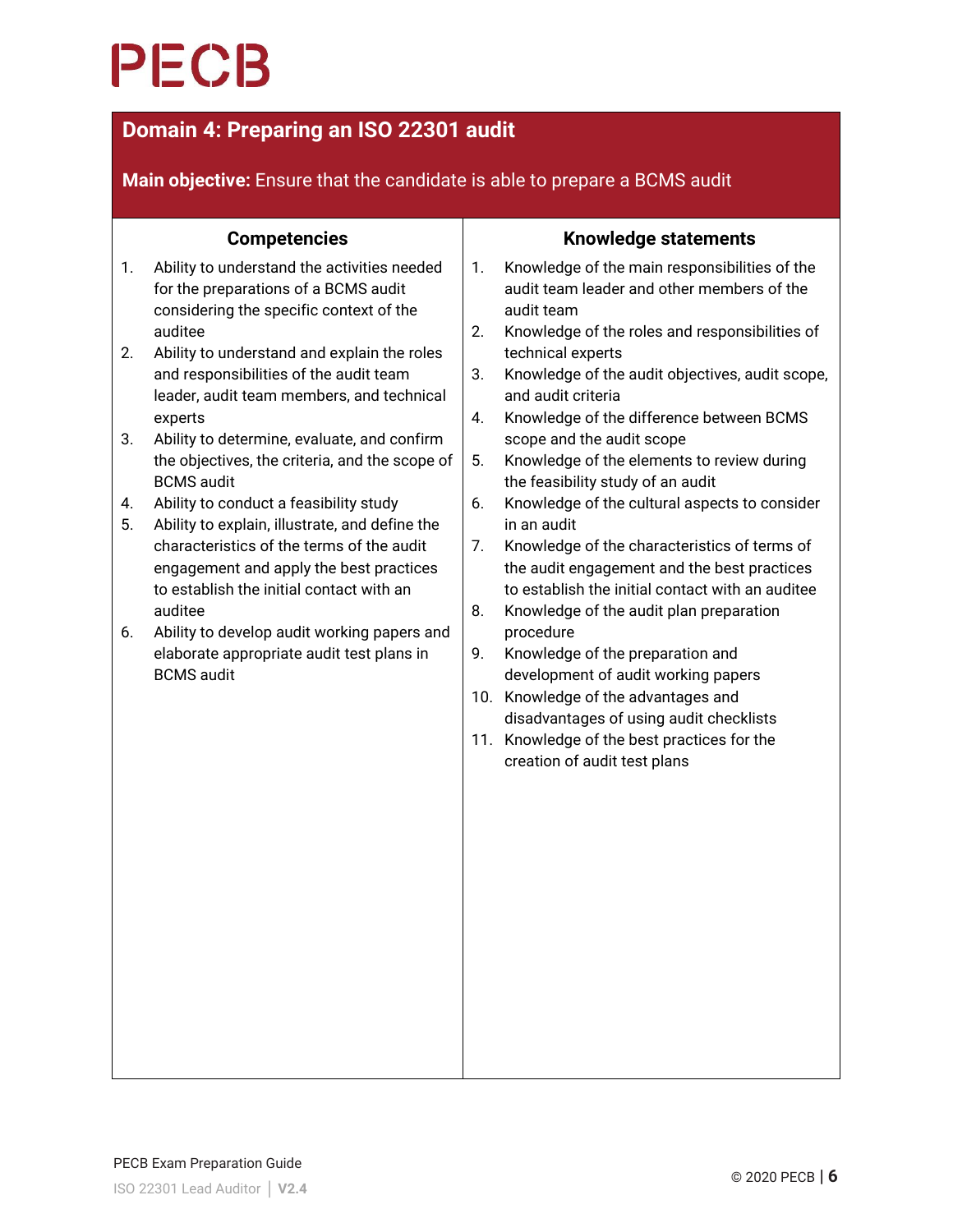## Domain 4: Preparing an ISO 22301 audit

**Main objective:** Ensure that the candidate is able to prepare a BCMS audit

| Competencies | Knowledge statements |
|---|---|
| 1. Ability to understand the activities needed for the preparations of a BCMS audit considering the specific context of the auditee<br>2. Ability to understand and explain the roles and responsibilities of the audit team leader, audit team members, and technical experts<br>3. Ability to determine, evaluate, and confirm the objectives, the criteria, and the scope of BCMS audit<br>4. Ability to conduct a feasibility study<br>5. Ability to explain, illustrate, and define the characteristics of the terms of the audit engagement and apply the best practices to establish the initial contact with an auditee<br>6. Ability to develop audit working papers and elaborate appropriate audit test plans in BCMS audit | 1. Knowledge of the main responsibilities of the audit team leader and other members of the audit team<br>2. Knowledge of the roles and responsibilities of technical experts<br>3. Knowledge of the audit objectives, audit scope, and audit criteria<br>4. Knowledge of the difference between BCMS scope and the audit scope<br>5. Knowledge of the elements to review during the feasibility study of an audit<br>6. Knowledge of the cultural aspects to consider in an audit<br>7. Knowledge of the characteristics of terms of the audit engagement and the best practices to establish the initial contact with an auditee<br>8. Knowledge of the audit plan preparation procedure<br>9. Knowledge of the preparation and development of audit working papers<br>10. Knowledge of the advantages and disadvantages of using audit checklists<br>11. Knowledge of the best practices for the creation of audit test plans |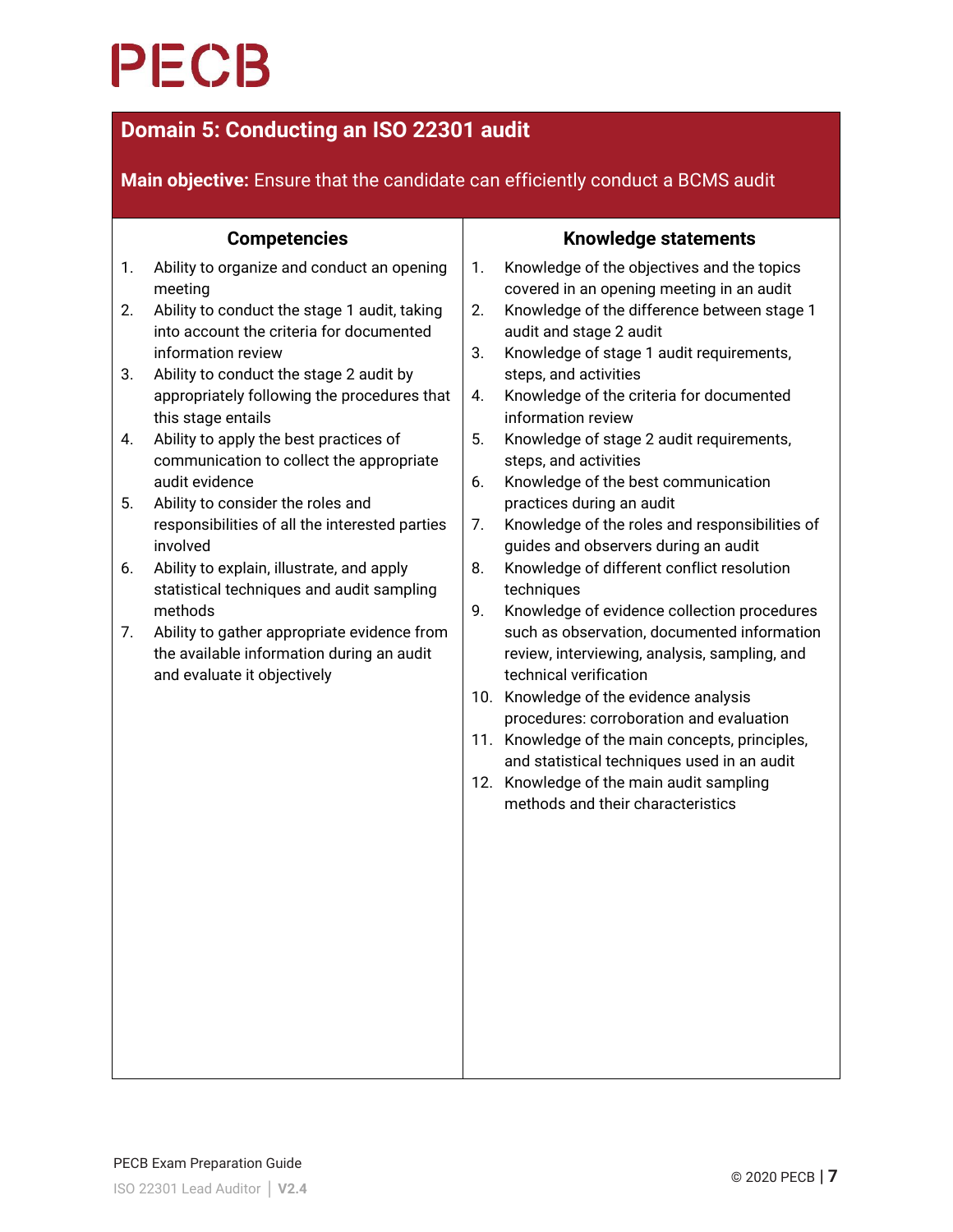## Domain 5: Conducting an ISO 22301 audit

**Main objective:** Ensure that the candidate can efficiently conduct a BCMS audit

### Competencies

1. Ability to organize and conduct an opening meeting
2. Ability to conduct the stage 1 audit, taking into account the criteria for documented information review
3. Ability to conduct the stage 2 audit by appropriately following the procedures that this stage entails
4. Ability to apply the best practices of communication to collect the appropriate audit evidence
5. Ability to consider the roles and responsibilities of all the interested parties involved
6. Ability to explain, illustrate, and apply statistical techniques and audit sampling methods
7. Ability to gather appropriate evidence from the available information during an audit and evaluate it objectively

### Knowledge statements

1. Knowledge of the objectives and the topics covered in an opening meeting in an audit
2. Knowledge of the difference between stage 1 audit and stage 2 audit
3. Knowledge of stage 1 audit requirements, steps, and activities
4. Knowledge of the criteria for documented information review
5. Knowledge of stage 2 audit requirements, steps, and activities
6. Knowledge of the best communication practices during an audit
7. Knowledge of the roles and responsibilities of guides and observers during an audit
8. Knowledge of different conflict resolution techniques
9. Knowledge of evidence collection procedures such as observation, documented information review, interviewing, analysis, sampling, and technical verification
10. Knowledge of the evidence analysis procedures: corroboration and evaluation
11. Knowledge of the main concepts, principles, and statistical techniques used in an audit
12. Knowledge of the main audit sampling methods and their characteristics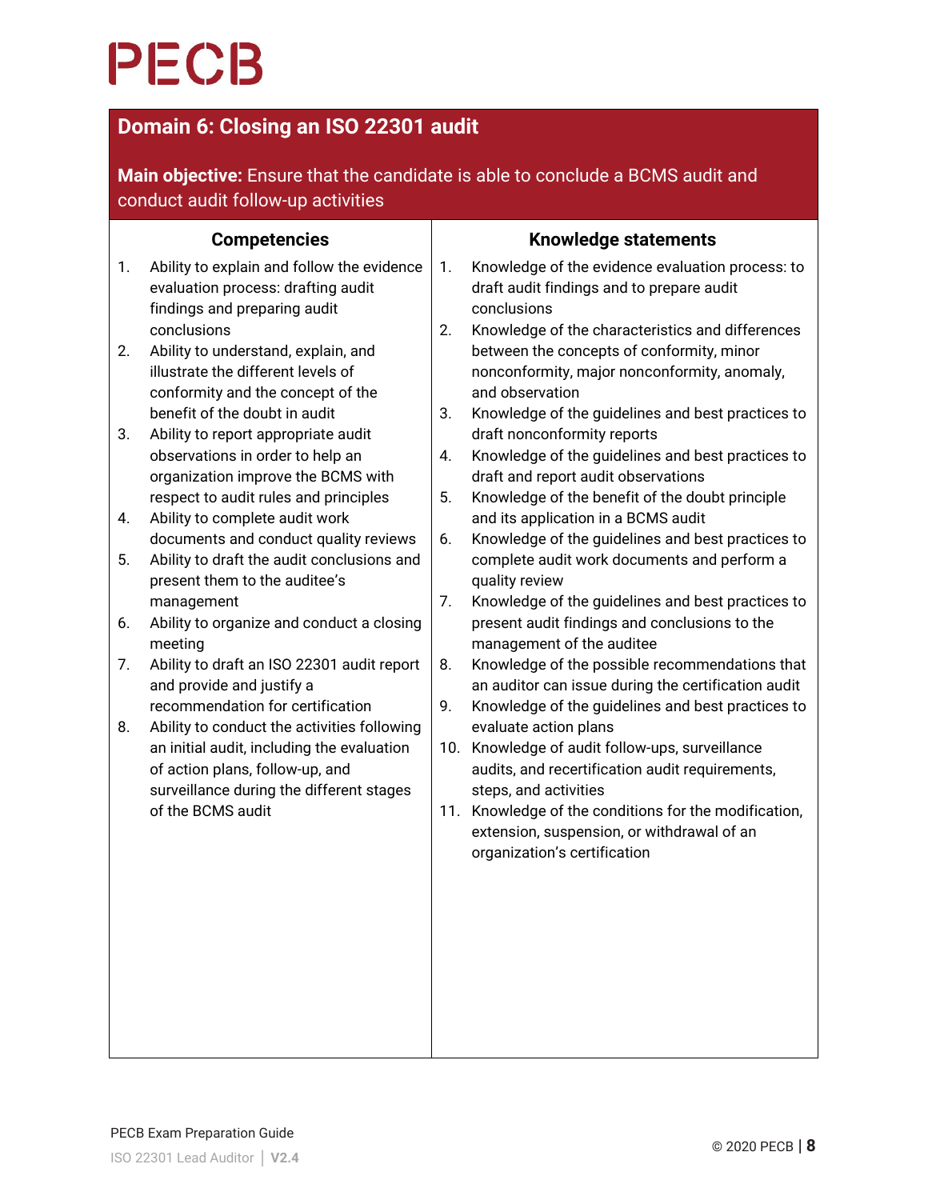## Domain 6: Closing an ISO 22301 audit

**Main objective:** Ensure that the candidate is able to conclude a BCMS audit and conduct audit follow-up activities

| Competencies | Knowledge statements |
|---|---|
| 1. Ability to explain and follow the evidence evaluation process: drafting audit findings and preparing audit conclusions<br>2. Ability to understand, explain, and illustrate the different levels of conformity and the concept of the benefit of the doubt in audit<br>3. Ability to report appropriate audit observations in order to help an organization improve the BCMS with respect to audit rules and principles<br>4. Ability to complete audit work documents and conduct quality reviews<br>5. Ability to draft the audit conclusions and present them to the auditee's management<br>6. Ability to organize and conduct a closing meeting<br>7. Ability to draft an ISO 22301 audit report and provide and justify a recommendation for certification<br>8. Ability to conduct the activities following an initial audit, including the evaluation of action plans, follow-up, and surveillance during the different stages of the BCMS audit | 1. Knowledge of the evidence evaluation process: to draft audit findings and to prepare audit conclusions<br>2. Knowledge of the characteristics and differences between the concepts of conformity, minor nonconformity, major nonconformity, anomaly, and observation<br>3. Knowledge of the guidelines and best practices to draft nonconformity reports<br>4. Knowledge of the guidelines and best practices to draft and report audit observations<br>5. Knowledge of the benefit of the doubt principle and its application in a BCMS audit<br>6. Knowledge of the guidelines and best practices to complete audit work documents and perform a quality review<br>7. Knowledge of the guidelines and best practices to present audit findings and conclusions to the management of the auditee<br>8. Knowledge of the possible recommendations that an auditor can issue during the certification audit<br>9. Knowledge of the guidelines and best practices to evaluate action plans<br>10. Knowledge of audit follow-ups, surveillance audits, and recertification audit requirements, steps, and activities<br>11. Knowledge of the conditions for the modification, extension, suspension, or withdrawal of an organization's certification |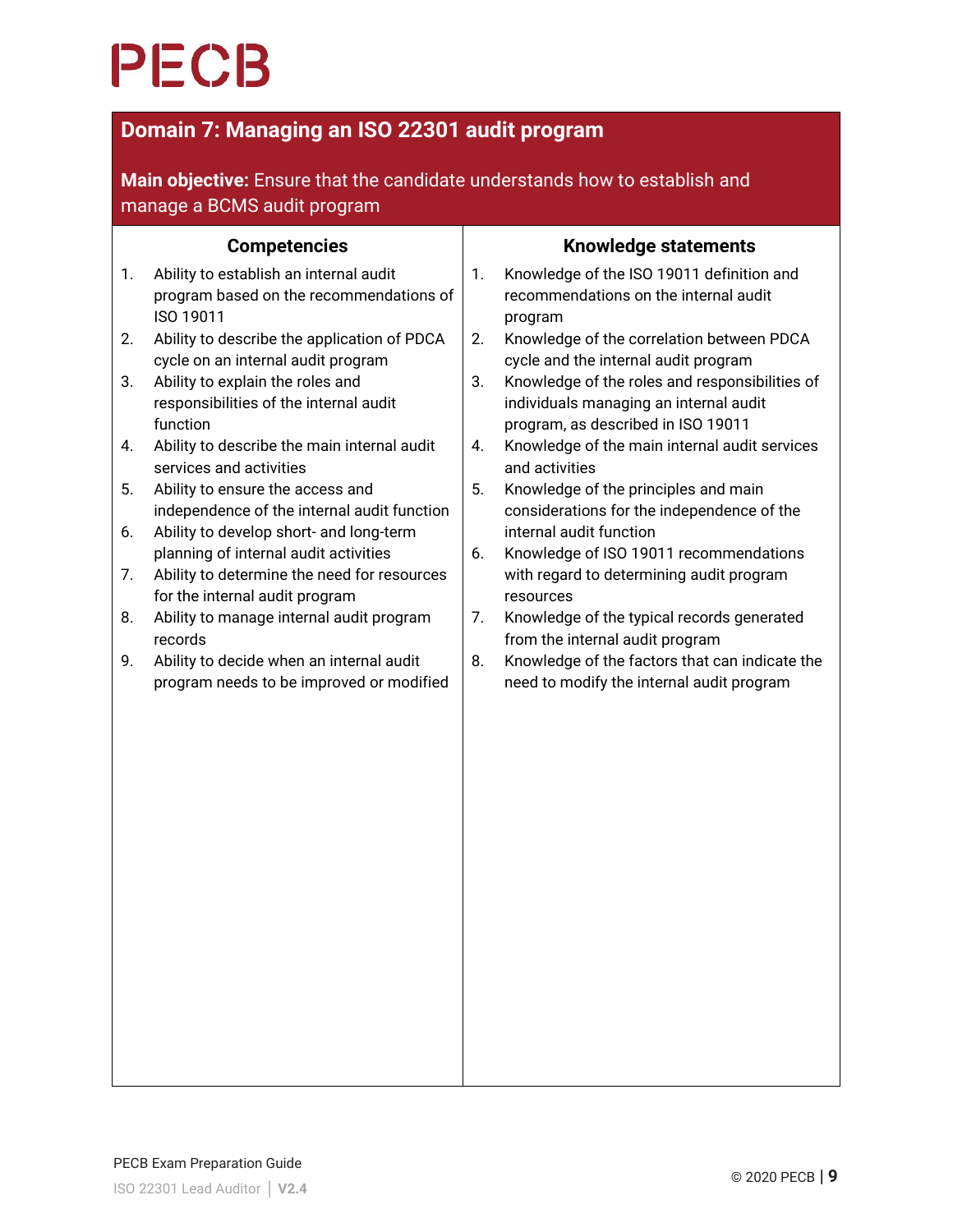## Domain 7: Managing an ISO 22301 audit program

**Main objective:** Ensure that the candidate understands how to establish and manage a BCMS audit program

| Competencies | Knowledge statements |
| --- | --- |
| 1. Ability to establish an internal audit program based on the recommendations of ISO 19011 | 1. Knowledge of the ISO 19011 definition and recommendations on the internal audit program |
| 2. Ability to describe the application of PDCA cycle on an internal audit program | 2. Knowledge of the correlation between PDCA cycle and the internal audit program |
| 3. Ability to explain the roles and responsibilities of the internal audit function | 3. Knowledge of the roles and responsibilities of individuals managing an internal audit program, as described in ISO 19011 |
| 4. Ability to describe the main internal audit services and activities | 4. Knowledge of the main internal audit services and activities |
| 5. Ability to ensure the access and independence of the internal audit function | 5. Knowledge of the principles and main considerations for the independence of the internal audit function |
| 6. Ability to develop short- and long-term planning of internal audit activities | 6. Knowledge of ISO 19011 recommendations with regard to determining audit program resources |
| 7. Ability to determine the need for resources for the internal audit program | 7. Knowledge of the typical records generated from the internal audit program |
| 8. Ability to manage internal audit program records | 8. Knowledge of the factors that can indicate the need to modify the internal audit program |
| 9. Ability to decide when an internal audit program needs to be improved or modified | |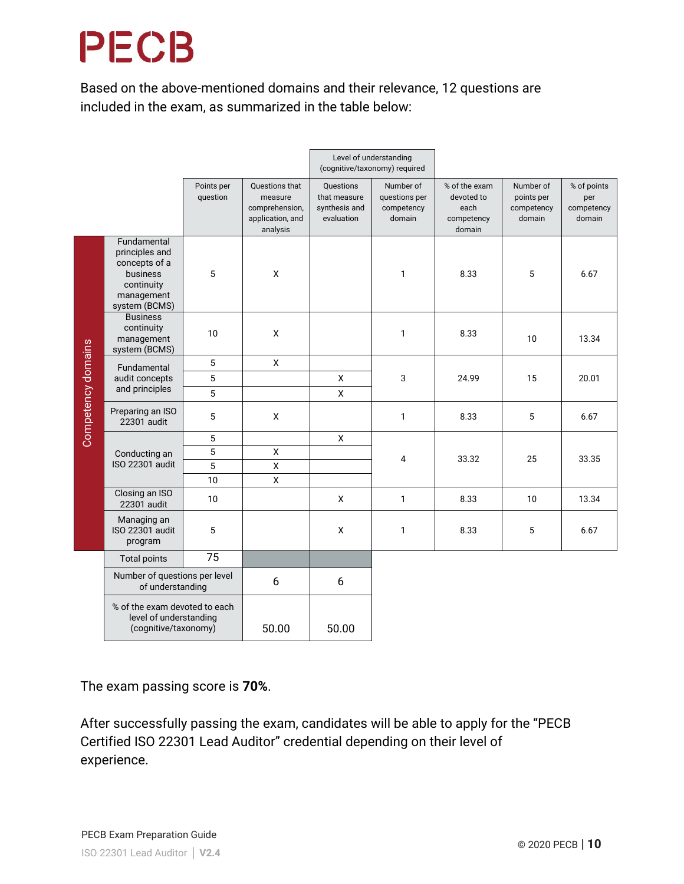PECB

Based on the above-mentioned domains and their relevance, 12 questions are included in the exam, as summarized in the table below:

| | | | Level of understanding (cognitive/taxonomy) required | | | | | |
|---|---|---|---|---|---|---|---|---|
| | | Points per question | Questions that measure comprehension, application, and analysis | Questions that measure synthesis and evaluation | Number of questions per competency domain | % of the exam devoted to each competency domain | Number of points per competency domain | % of points per competency domain |
| Competency domains | Fundamental principles and concepts of a business continuity management system (BCMS) | 5 | X | | 1 | 8.33 | 5 | 6.67 |
| | Business continuity management system (BCMS) | 10 | X | | 1 | 8.33 | 10 | 13.34 |
| | Fundamental audit concepts and principles | 5 | X | | 3 | 24.99 | 15 | 20.01 |
| | | 5 | | X | | | | |
| | | 5 | | X | | | | |
| | Preparing an ISO 22301 audit | 5 | X | | 1 | 8.33 | 5 | 6.67 |
| | Conducting an ISO 22301 audit | 5 | | X | 4 | 33.32 | 25 | 33.35 |
| | | 5 | X | | | | | |
| | | 5 | X | | | | | |
| | | 10 | X | | | | | |
| | Closing an ISO 22301 audit | 10 | | X | 1 | 8.33 | 10 | 13.34 |
| | Managing an ISO 22301 audit program | 5 | | X | 1 | 8.33 | 5 | 6.67 |
| | Total points | 75 | | | | | | |
| | Number of questions per level of understanding | | 6 | 6 | | | | |
| | % of the exam devoted to each level of understanding (cognitive/taxonomy) | | 50.00 | 50.00 | | | | |

The exam passing score is **70%**.

After successfully passing the exam, candidates will be able to apply for the "PECB Certified ISO 22301 Lead Auditor" credential depending on their level of experience.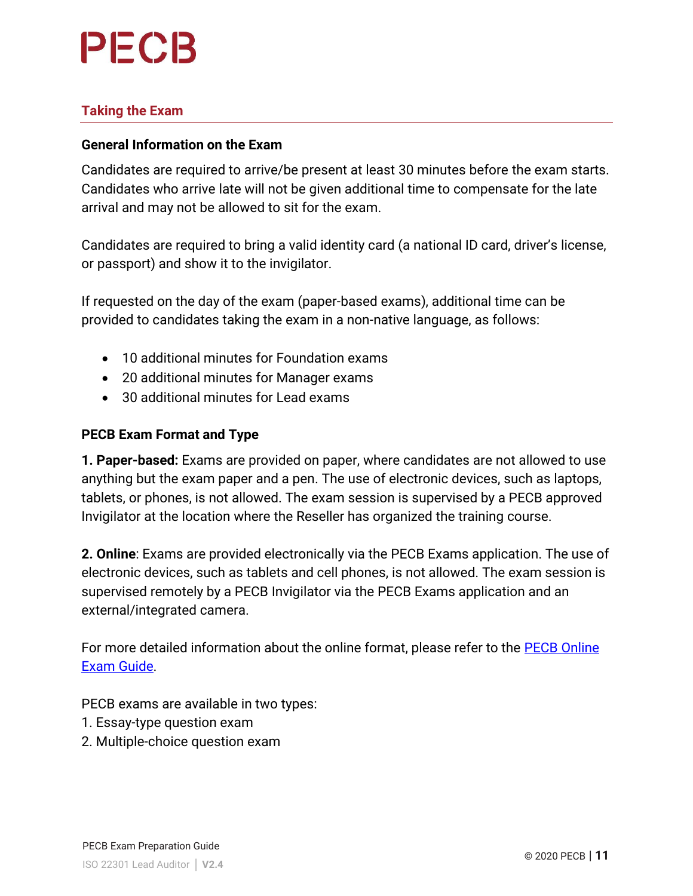## Taking the Exam

### General Information on the Exam

Candidates are required to arrive/be present at least 30 minutes before the exam starts. Candidates who arrive late will not be given additional time to compensate for the late arrival and may not be allowed to sit for the exam.

Candidates are required to bring a valid identity card (a national ID card, driver's license, or passport) and show it to the invigilator.

If requested on the day of the exam (paper-based exams), additional time can be provided to candidates taking the exam in a non-native language, as follows:

- 10 additional minutes for Foundation exams
- 20 additional minutes for Manager exams
- 30 additional minutes for Lead exams

### PECB Exam Format and Type

**1. Paper-based:** Exams are provided on paper, where candidates are not allowed to use anything but the exam paper and a pen. The use of electronic devices, such as laptops, tablets, or phones, is not allowed. The exam session is supervised by a PECB approved Invigilator at the location where the Reseller has organized the training course.

**2. Online**: Exams are provided electronically via the PECB Exams application. The use of electronic devices, such as tablets and cell phones, is not allowed. The exam session is supervised remotely by a PECB Invigilator via the PECB Exams application and an external/integrated camera.

For more detailed information about the online format, please refer to the [PECB Online Exam Guide].

PECB exams are available in two types:
1. Essay-type question exam
2. Multiple-choice question exam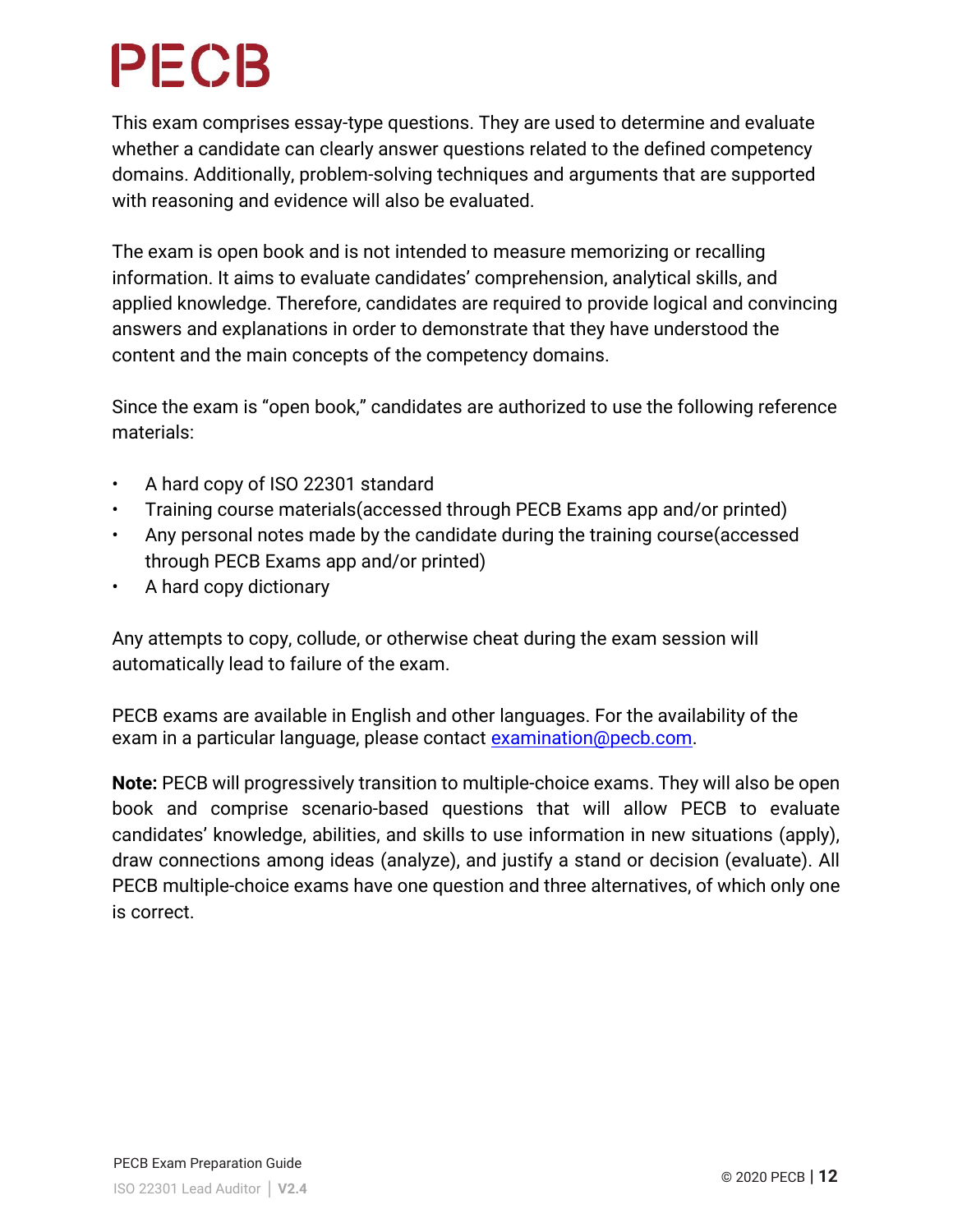This exam comprises essay-type questions. They are used to determine and evaluate whether a candidate can clearly answer questions related to the defined competency domains. Additionally, problem-solving techniques and arguments that are supported with reasoning and evidence will also be evaluated.

The exam is open book and is not intended to measure memorizing or recalling information. It aims to evaluate candidates' comprehension, analytical skills, and applied knowledge. Therefore, candidates are required to provide logical and convincing answers and explanations in order to demonstrate that they have understood the content and the main concepts of the competency domains.

Since the exam is "open book," candidates are authorized to use the following reference materials:

- A hard copy of ISO 22301 standard
- Training course materials(accessed through PECB Exams app and/or printed)
- Any personal notes made by the candidate during the training course(accessed through PECB Exams app and/or printed)
- A hard copy dictionary

Any attempts to copy, collude, or otherwise cheat during the exam session will automatically lead to failure of the exam.

PECB exams are available in English and other languages. For the availability of the exam in a particular language, please contact examination@pecb.com.

**Note:** PECB will progressively transition to multiple-choice exams. They will also be open book and comprise scenario-based questions that will allow PECB to evaluate candidates' knowledge, abilities, and skills to use information in new situations (apply), draw connections among ideas (analyze), and justify a stand or decision (evaluate). All PECB multiple-choice exams have one question and three alternatives, of which only one is correct.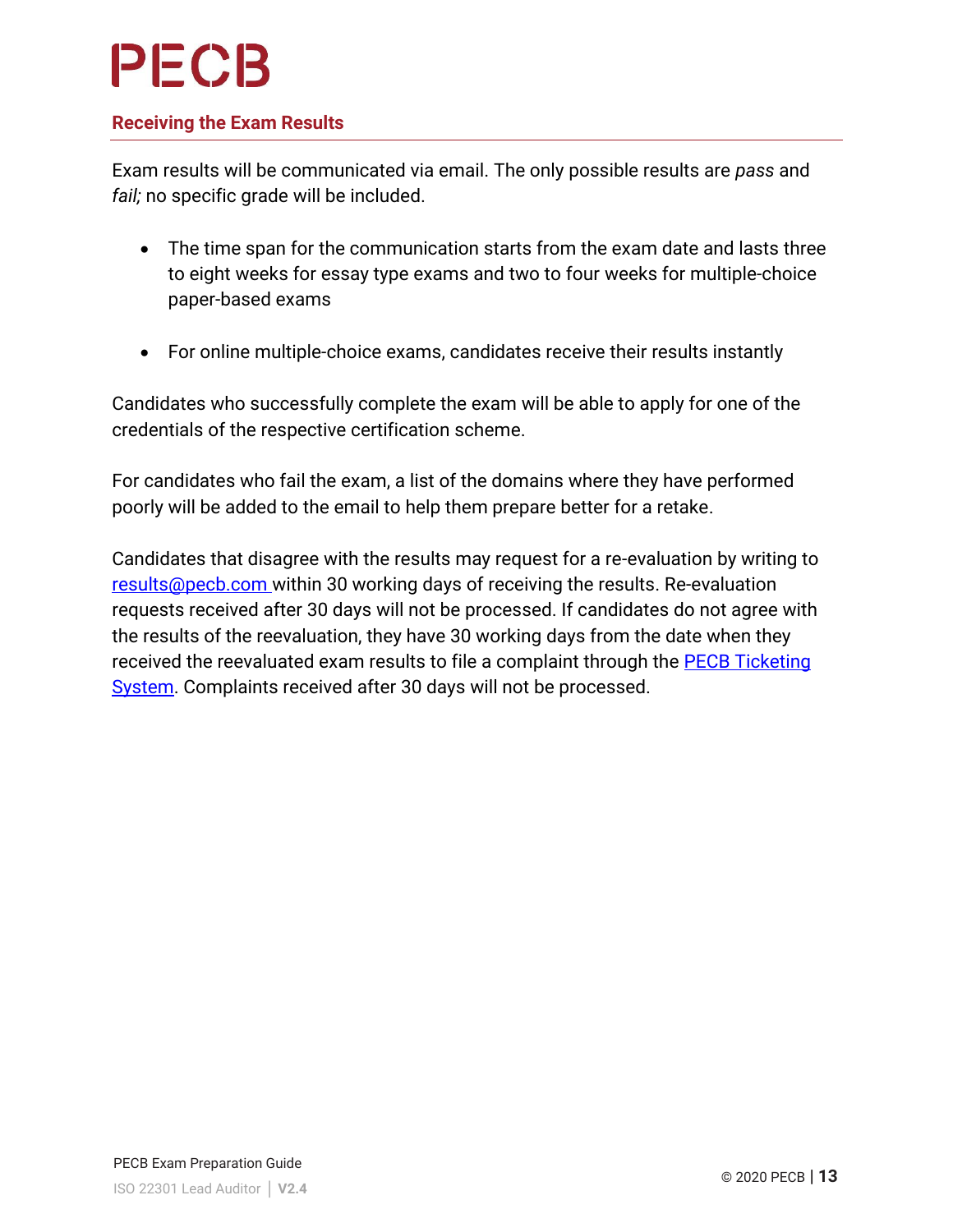## Receiving the Exam Results

Exam results will be communicated via email. The only possible results are *pass* and *fail;* no specific grade will be included.

- The time span for the communication starts from the exam date and lasts three to eight weeks for essay type exams and two to four weeks for multiple-choice paper-based exams
- For online multiple-choice exams, candidates receive their results instantly

Candidates who successfully complete the exam will be able to apply for one of the credentials of the respective certification scheme.

For candidates who fail the exam, a list of the domains where they have performed poorly will be added to the email to help them prepare better for a retake.

Candidates that disagree with the results may request for a re-evaluation by writing to results@pecb.com within 30 working days of receiving the results. Re-evaluation requests received after 30 days will not be processed. If candidates do not agree with the results of the reevaluation, they have 30 working days from the date when they received the reevaluated exam results to file a complaint through the PECB Ticketing System. Complaints received after 30 days will not be processed.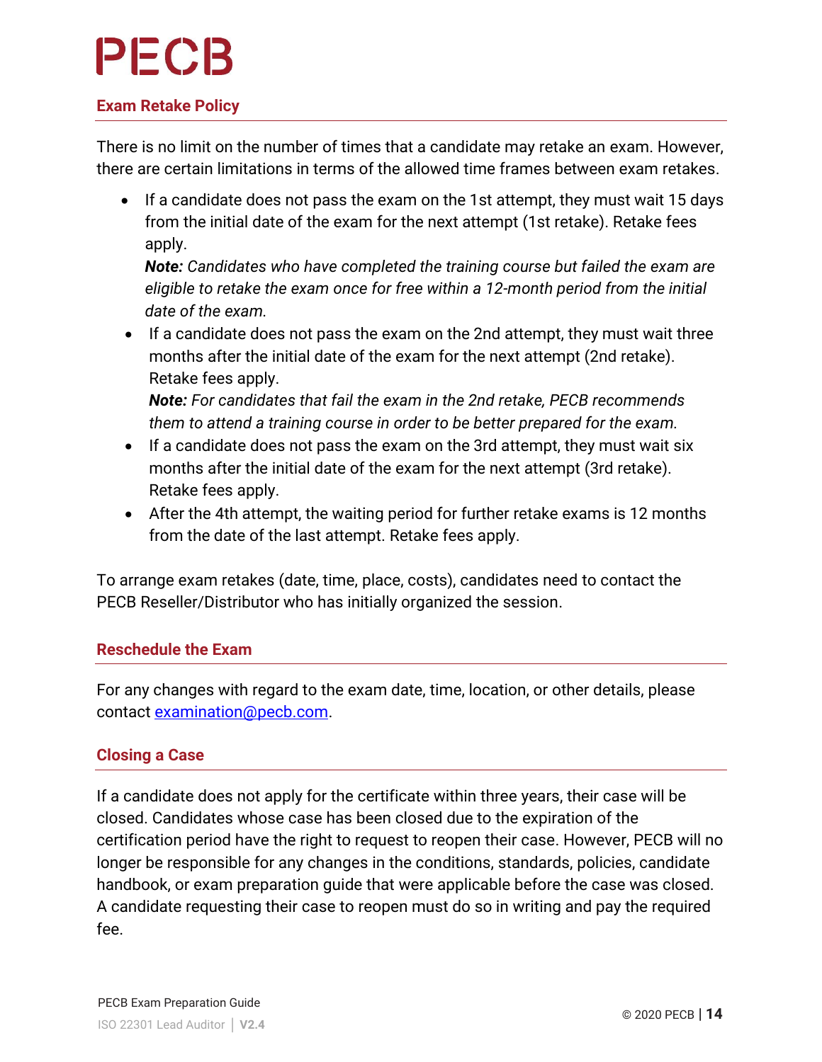## Exam Retake Policy

There is no limit on the number of times that a candidate may retake an exam. However, there are certain limitations in terms of the allowed time frames between exam retakes.

- If a candidate does not pass the exam on the 1st attempt, they must wait 15 days from the initial date of the exam for the next attempt (1st retake). Retake fees apply.
  ***Note:*** *Candidates who have completed the training course but failed the exam are eligible to retake the exam once for free within a 12-month period from the initial date of the exam.*
- If a candidate does not pass the exam on the 2nd attempt, they must wait three months after the initial date of the exam for the next attempt (2nd retake). Retake fees apply.
  ***Note:*** *For candidates that fail the exam in the 2nd retake, PECB recommends them to attend a training course in order to be better prepared for the exam.*
- If a candidate does not pass the exam on the 3rd attempt, they must wait six months after the initial date of the exam for the next attempt (3rd retake). Retake fees apply.
- After the 4th attempt, the waiting period for further retake exams is 12 months from the date of the last attempt. Retake fees apply.

To arrange exam retakes (date, time, place, costs), candidates need to contact the PECB Reseller/Distributor who has initially organized the session.

## Reschedule the Exam

For any changes with regard to the exam date, time, location, or other details, please contact examination@pecb.com.

## Closing a Case

If a candidate does not apply for the certificate within three years, their case will be closed. Candidates whose case has been closed due to the expiration of the certification period have the right to request to reopen their case. However, PECB will no longer be responsible for any changes in the conditions, standards, policies, candidate handbook, or exam preparation guide that were applicable before the case was closed. A candidate requesting their case to reopen must do so in writing and pay the required fee.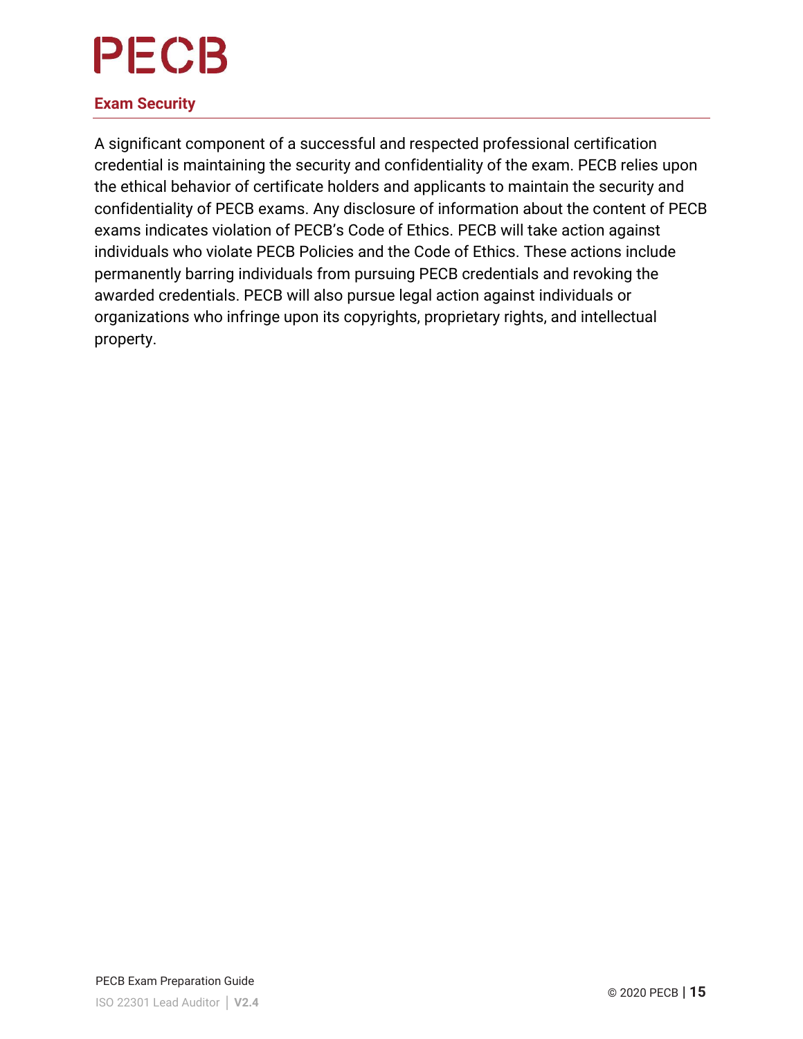## Exam Security

A significant component of a successful and respected professional certification credential is maintaining the security and confidentiality of the exam. PECB relies upon the ethical behavior of certificate holders and applicants to maintain the security and confidentiality of PECB exams. Any disclosure of information about the content of PECB exams indicates violation of PECB's Code of Ethics. PECB will take action against individuals who violate PECB Policies and the Code of Ethics. These actions include permanently barring individuals from pursuing PECB credentials and revoking the awarded credentials. PECB will also pursue legal action against individuals or organizations who infringe upon its copyrights, proprietary rights, and intellectual property.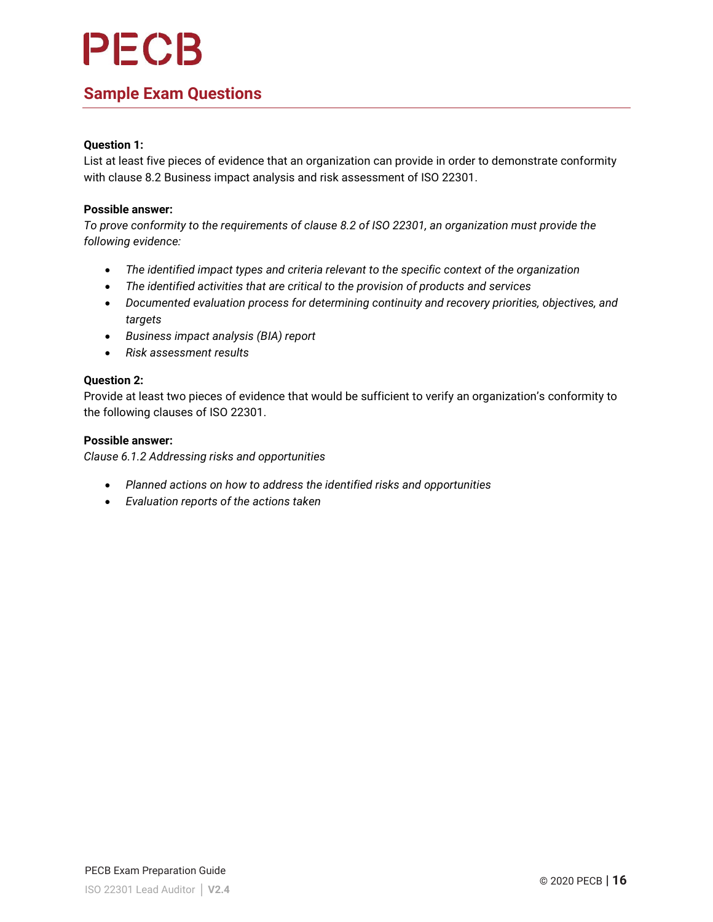## Sample Exam Questions

**Question 1:**
List at least five pieces of evidence that an organization can provide in order to demonstrate conformity with clause 8.2 Business impact analysis and risk assessment of ISO 22301.

**Possible answer:**
*To prove conformity to the requirements of clause 8.2 of ISO 22301, an organization must provide the following evidence:*

- *The identified impact types and criteria relevant to the specific context of the organization*
- *The identified activities that are critical to the provision of products and services*
- *Documented evaluation process for determining continuity and recovery priorities, objectives, and targets*
- *Business impact analysis (BIA) report*
- *Risk assessment results*

**Question 2:**
Provide at least two pieces of evidence that would be sufficient to verify an organization's conformity to the following clauses of ISO 22301.

**Possible answer:**
*Clause 6.1.2 Addressing risks and opportunities*

- *Planned actions on how to address the identified risks and opportunities*
- *Evaluation reports of the actions taken*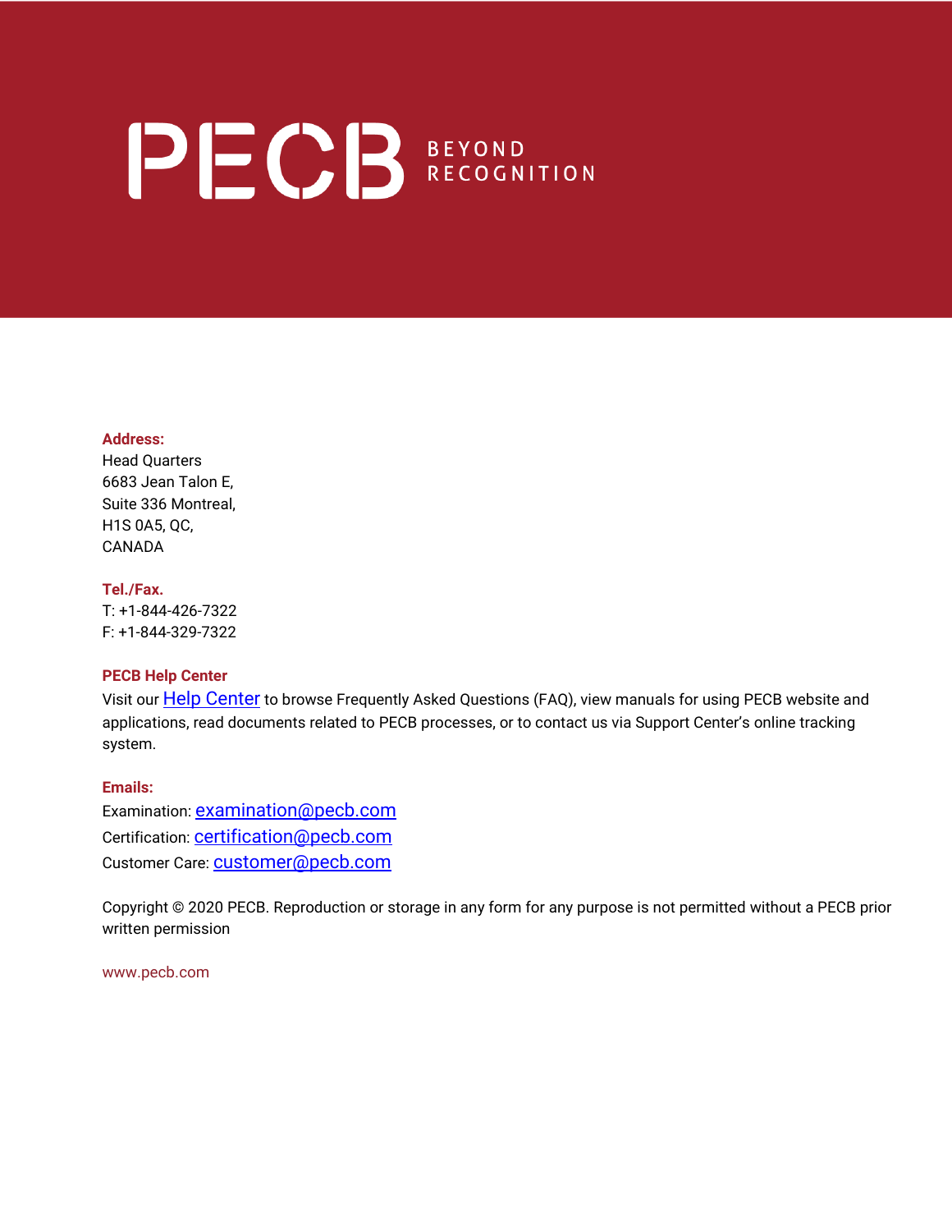PECB BEYOND RECOGNITION

**Address:**
Head Quarters
6683 Jean Talon E,
Suite 336 Montreal,
H1S 0A5, QC,
CANADA

**Tel./Fax.**
T: +1-844-426-7322
F: +1-844-329-7322

**PECB Help Center**
Visit our Help Center to browse Frequently Asked Questions (FAQ), view manuals for using PECB website and applications, read documents related to PECB processes, or to contact us via Support Center's online tracking system.

**Emails:**
Examination: examination@pecb.com
Certification: certification@pecb.com
Customer Care: customer@pecb.com

Copyright © 2020 PECB. Reproduction or storage in any form for any purpose is not permitted without a PECB prior written permission

www.pecb.com